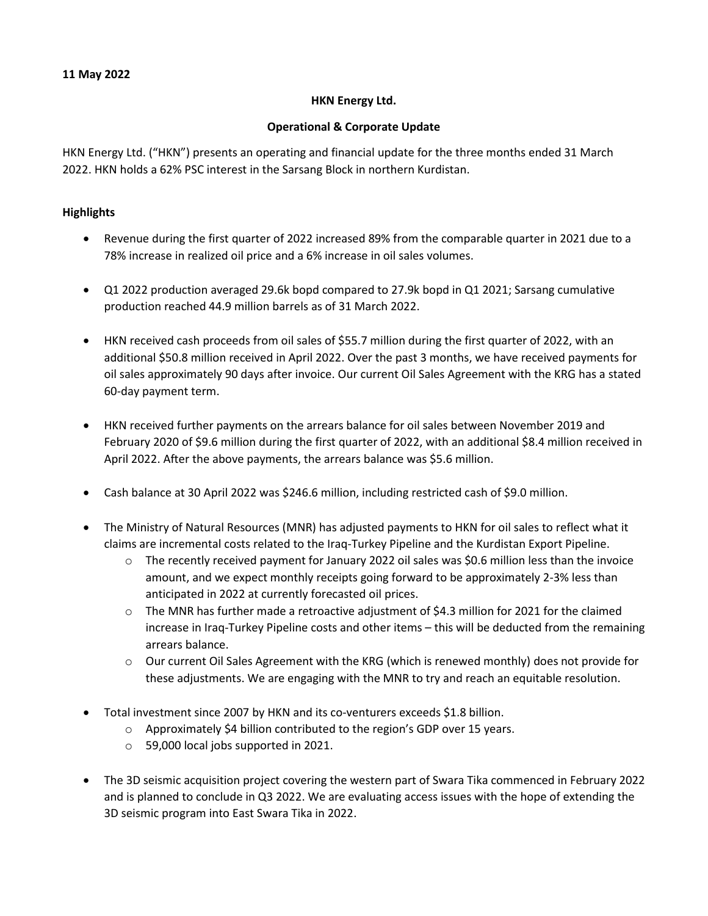**11 May 2022**

**HKN Energy Ltd.**

**Operational & Corporate Update**

HKN Energy Ltd. ("HKN") presents an operating and financial update for the three months ended 31 March 2022. HKN holds a 62% PSC interest in the Sarsang Block in northern Kurdistan.

**Highlights**

- Revenue during the first quarter of 2022 increased 89% from the comparable quarter in 2021 due to a 78% increase in realized oil price and a 6% increase in oil sales volumes.
- Q1 2022 production averaged 29.6k bopd compared to 27.9k bopd in Q1 2021; Sarsang cumulative production reached 44.9 million barrels as of 31 March 2022.
- HKN received cash proceeds from oil sales of $55.7 million during the first quarter of 2022, with an additional $50.8 million received in April 2022. Over the past 3 months, we have received payments for oil sales approximately 90 days after invoice. Our current Oil Sales Agreement with the KRG has a stated 60-day payment term.
- HKN received further payments on the arrears balance for oil sales between November 2019 and February 2020 of $9.6 million during the first quarter of 2022, with an additional $8.4 million received in April 2022. After the above payments, the arrears balance was $5.6 million.
- Cash balance at 30 April 2022 was $246.6 million, including restricted cash of $9.0 million.
- The Ministry of Natural Resources (MNR) has adjusted payments to HKN for oil sales to reflect what it claims are incremental costs related to the Iraq-Turkey Pipeline and the Kurdistan Export Pipeline.
  - The recently received payment for January 2022 oil sales was $0.6 million less than the invoice amount, and we expect monthly receipts going forward to be approximately 2-3% less than anticipated in 2022 at currently forecasted oil prices.
  - The MNR has further made a retroactive adjustment of $4.3 million for 2021 for the claimed increase in Iraq-Turkey Pipeline costs and other items – this will be deducted from the remaining arrears balance.
  - Our current Oil Sales Agreement with the KRG (which is renewed monthly) does not provide for these adjustments. We are engaging with the MNR to try and reach an equitable resolution.
- Total investment since 2007 by HKN and its co-venturers exceeds $1.8 billion.
  - Approximately $4 billion contributed to the region's GDP over 15 years.
  - 59,000 local jobs supported in 2021.
- The 3D seismic acquisition project covering the western part of Swara Tika commenced in February 2022 and is planned to conclude in Q3 2022. We are evaluating access issues with the hope of extending the 3D seismic program into East Swara Tika in 2022.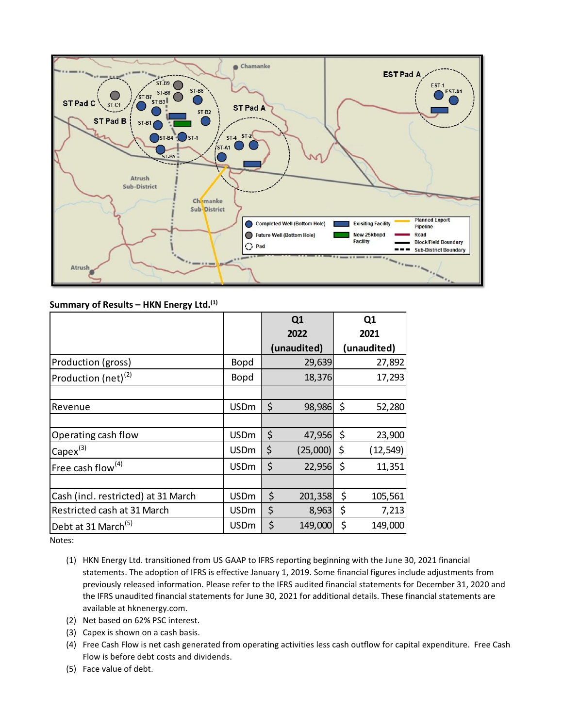**Summary of Results – HKN Energy Ltd.**[1]

| | | Q1 2022 (unaudited) | Q1 2021 (unaudited) |
|---|---|---|---|
| Production (gross) | Bopd | 29,639 | 27,892 |
| Production (net)[2] | Bopd | 18,376 | 17,293 |
| | | | |
| Revenue | USDm | $ 98,986 | $ 52,280 |
| | | | |
| Operating cash flow | USDm | $ 47,956 | $ 23,900 |
| Capex[3] | USDm | $ (25,000) | $ (12,549) |
| Free cash flow[4] | USDm | $ 22,956 | $ 11,351 |
| | | | |
| Cash (incl. restricted) at 31 March | USDm | $ 201,358 | $ 105,561 |
| Restricted cash at 31 March | USDm | $ 8,963 | $ 7,213 |
| Debt at 31 March[5] | USDm | $ 149,000 | $ 149,000 |

Notes:

(1) HKN Energy Ltd. transitioned from US GAAP to IFRS reporting beginning with the June 30, 2021 financial statements. The adoption of IFRS is effective January 1, 2019. Some financial figures include adjustments from previously released information. Please refer to the IFRS audited financial statements for December 31, 2020 and the IFRS unaudited financial statements for June 30, 2021 for additional details. These financial statements are available at hknenergy.com.

(2) Net based on 62% PSC interest.

(3) Capex is shown on a cash basis.

(4) Free Cash Flow is net cash generated from operating activities less cash outflow for capital expenditure. Free Cash Flow is before debt costs and dividends.

(5) Face value of debt.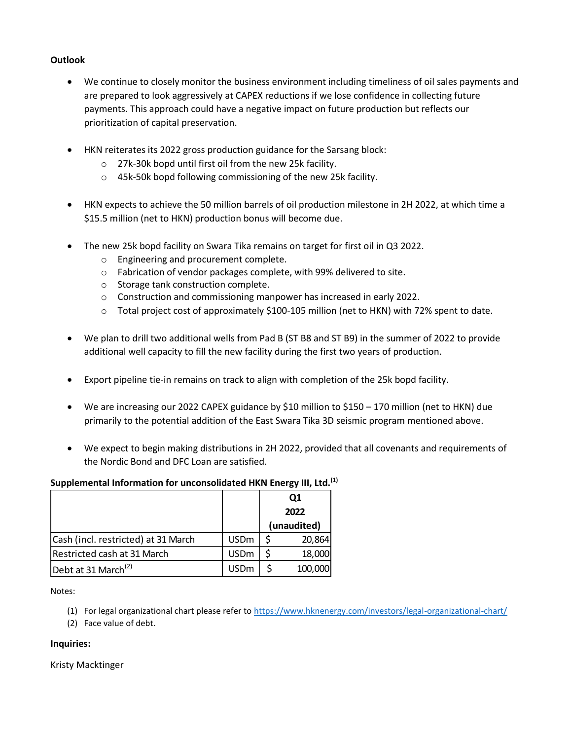**Outlook**

- We continue to closely monitor the business environment including timeliness of oil sales payments and are prepared to look aggressively at CAPEX reductions if we lose confidence in collecting future payments. This approach could have a negative impact on future production but reflects our prioritization of capital preservation.

- HKN reiterates its 2022 gross production guidance for the Sarsang block:
  - 27k-30k bopd until first oil from the new 25k facility.
  - 45k-50k bopd following commissioning of the new 25k facility.

- HKN expects to achieve the 50 million barrels of oil production milestone in 2H 2022, at which time a $15.5 million (net to HKN) production bonus will become due.

- The new 25k bopd facility on Swara Tika remains on target for first oil in Q3 2022.
  - Engineering and procurement complete.
  - Fabrication of vendor packages complete, with 99% delivered to site.
  - Storage tank construction complete.
  - Construction and commissioning manpower has increased in early 2022.
  - Total project cost of approximately $100-105 million (net to HKN) with 72% spent to date.

- We plan to drill two additional wells from Pad B (ST B8 and ST B9) in the summer of 2022 to provide additional well capacity to fill the new facility during the first two years of production.

- Export pipeline tie-in remains on track to align with completion of the 25k bopd facility.

- We are increasing our 2022 CAPEX guidance by $10 million to $150 – 170 million (net to HKN) due primarily to the potential addition of the East Swara Tika 3D seismic program mentioned above.

- We expect to begin making distributions in 2H 2022, provided that all covenants and requirements of the Nordic Bond and DFC Loan are satisfied.

**Supplemental Information for unconsolidated HKN Energy III, Ltd.[1]**

| | | Q1 2022 (unaudited) |
|---|---|---|
| Cash (incl. restricted) at 31 March | USDm | $ 20,864 |
| Restricted cash at 31 March | USDm | $ 18,000 |
| Debt at 31 March[2] | USDm | $ 100,000 |

Notes:

(1) For legal organizational chart please refer to https://www.hknenergy.com/investors/legal-organizational-chart/

(2) Face value of debt.

**Inquiries:**

Kristy Macktinger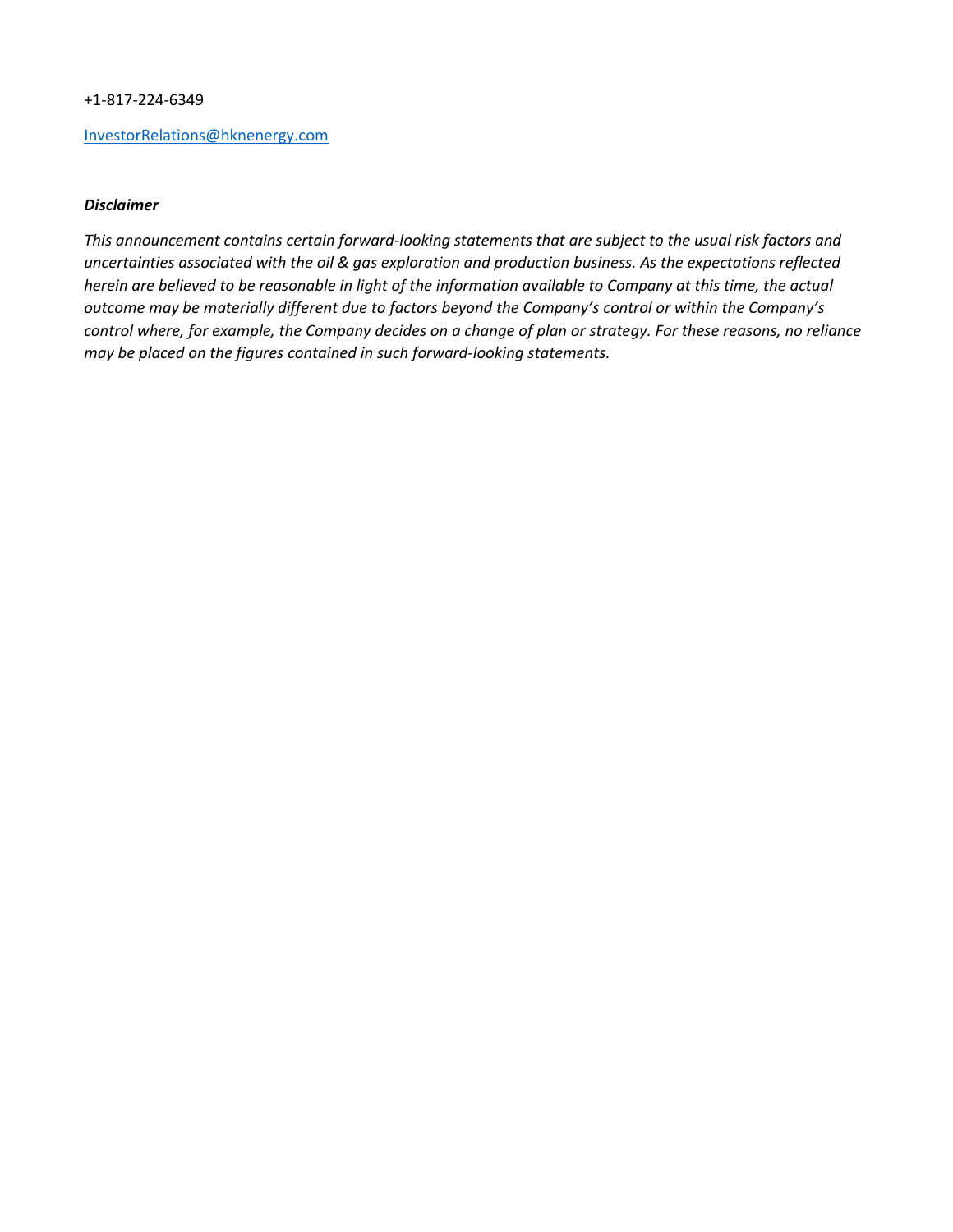+1-817-224-6349

InvestorRelations@hknenergy.com

***Disclaimer***

*This announcement contains certain forward-looking statements that are subject to the usual risk factors and uncertainties associated with the oil & gas exploration and production business. As the expectations reflected herein are believed to be reasonable in light of the information available to Company at this time, the actual outcome may be materially different due to factors beyond the Company's control or within the Company's control where, for example, the Company decides on a change of plan or strategy. For these reasons, no reliance may be placed on the figures contained in such forward-looking statements.*